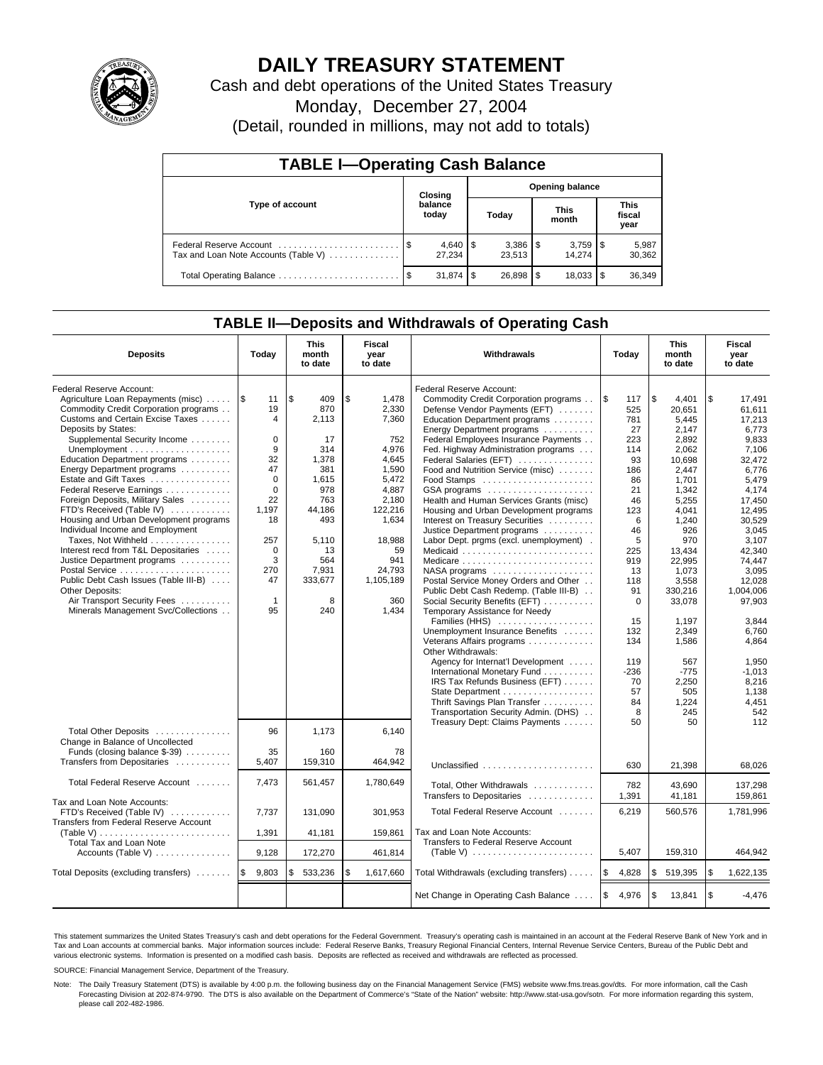# DAILY TREASURY STATEMENT

Cash and debt operations of the United States Treasury

Monday, December 27, 2004

(Detail, rounded in millions, may not add to totals)

## TABLE I—Operating Cash Balance

| Type of account | Closing balance today | Opening balance Today | Opening balance This month | Opening balance This fiscal year |
|---|---|---|---|---|
| Federal Reserve Account | $ 4,640 | $ 3,386 | $ 3,759 | $ 5,987 |
| Tax and Loan Note Accounts (Table V) | 27,234 | 23,513 | 14,274 | 30,362 |
| Total Operating Balance | $ 31,874 | $ 26,898 | $ 18,033 | $ 36,349 |

## TABLE II—Deposits and Withdrawals of Operating Cash

| Deposits | Today | This month to date | Fiscal year to date | Withdrawals | Today | This month to date | Fiscal year to date |
|---|---|---|---|---|---|---|---|
| Federal Reserve Account: | | | | Federal Reserve Account: | | | |
| Agriculture Loan Repayments (misc) | $ 11 | $ 409 | $ 1,478 | Commodity Credit Corporation programs | $ 117 | $ 4,401 | $ 17,491 |
| Commodity Credit Corporation programs | 19 | 870 | 2,330 | Defense Vendor Payments (EFT) | 525 | 20,651 | 61,611 |
| Customs and Certain Excise Taxes | 4 | 2,113 | 7,360 | Education Department programs | 781 | 5,445 | 17,213 |
| Deposits by States: | | | | Energy Department programs | 27 | 2,147 | 6,773 |
| Supplemental Security Income | 0 | 17 | 752 | Federal Employees Insurance Payments | 223 | 2,892 | 9,833 |
| Unemployment | 9 | 314 | 4,976 | Fed. Highway Administration programs | 114 | 2,062 | 7,106 |
| Education Department programs | 32 | 1,378 | 4,645 | Federal Salaries (EFT) | 93 | 10,698 | 32,472 |
| Energy Department programs | 47 | 381 | 1,590 | Food and Nutrition Service (misc) | 186 | 2,447 | 6,776 |
| Estate and Gift Taxes | 0 | 1,615 | 5,472 | Food Stamps | 86 | 1,701 | 5,479 |
| Federal Reserve Earnings | 0 | 978 | 4,887 | GSA programs | 21 | 1,342 | 4,174 |
| Foreign Deposits, Military Sales | 22 | 763 | 2,180 | Health and Human Services Grants (misc) | 46 | 5,255 | 17,450 |
| FTD's Received (Table IV) | 1,197 | 44,186 | 122,216 | Housing and Urban Development programs | 123 | 4,041 | 12,495 |
| Housing and Urban Development programs | 18 | 493 | 1,634 | Interest on Treasury Securities | 6 | 1,240 | 30,529 |
| Individual Income and Employment | | | | Justice Department programs | 46 | 926 | 3,045 |
| Taxes, Not Withheld | 257 | 5,110 | 18,988 | Labor Dept. prgms (excl. unemployment) | 5 | 970 | 3,107 |
| Interest recd from T&L Depositaries | 0 | 13 | 59 | Medicaid | 225 | 13,434 | 42,340 |
| Justice Department programs | 3 | 564 | 941 | Medicare | 919 | 22,995 | 74,447 |
| Postal Service | 270 | 7,931 | 24,793 | NASA programs | 13 | 1,073 | 3,095 |
| Public Debt Cash Issues (Table III-B) | 47 | 333,677 | 1,105,189 | Postal Service Money Orders and Other | 118 | 3,558 | 12,028 |
| Other Deposits: | | | | Public Debt Cash Redemp. (Table III-B) | 91 | 330,216 | 1,004,006 |
| Air Transport Security Fees | 1 | 8 | 360 | Social Security Benefits (EFT) | 0 | 33,078 | 97,903 |
| Minerals Management Svc/Collections | 95 | 240 | 1,434 | Temporary Assistance for Needy | | | |
| | | | | Families (HHS) | 15 | 1,197 | 3,844 |
| | | | | Unemployment Insurance Benefits | 132 | 2,349 | 6,760 |
| | | | | Veterans Affairs programs | 134 | 1,586 | 4,864 |
| | | | | Other Withdrawals: | | | |
| | | | | Agency for Internat'l Development | 119 | 567 | 1,950 |
| | | | | International Monetary Fund | -236 | -775 | -1,013 |
| | | | | IRS Tax Refunds Business (EFT) | 70 | 2,250 | 8,216 |
| | | | | State Department | 57 | 505 | 1,138 |
| | | | | Thrift Savings Plan Transfer | 84 | 1,224 | 4,451 |
| | | | | Transportation Security Admin. (DHS) | 8 | 245 | 542 |
| | | | | Treasury Dept: Claims Payments | 50 | 50 | 112 |
| Total Other Deposits | 96 | 1,173 | 6,140 | | | | |
| Change in Balance of Uncollected | | | | | | | |
| Funds (closing balance $-39) | 35 | 160 | 78 | | | | |
| Transfers from Depositaries | 5,407 | 159,310 | 464,942 | Unclassified | 630 | 21,398 | 68,026 |
| Total Federal Reserve Account | 7,473 | 561,457 | 1,780,649 | Total, Other Withdrawals | 782 | 43,690 | 137,298 |
| | | | | Transfers to Depositaries | 1,391 | 41,181 | 159,861 |
| Tax and Loan Note Accounts: | | | | Total Federal Reserve Account | 6,219 | 560,576 | 1,781,996 |
| FTD's Received (Table IV) | 7,737 | 131,090 | 301,953 | | | | |
| Transfers from Federal Reserve Account (Table V) | 1,391 | 41,181 | 159,861 | Tax and Loan Note Accounts: | | | |
| Total Tax and Loan Note Accounts (Table V) | 9,128 | 172,270 | 461,814 | Transfers to Federal Reserve Account (Table V) | 5,407 | 159,310 | 464,942 |
| Total Deposits (excluding transfers) | $ 9,803 | $ 533,236 | $ 1,617,660 | Total Withdrawals (excluding transfers) | $ 4,828 | $ 519,395 | $ 1,622,135 |
| | | | | Net Change in Operating Cash Balance | $ 4,976 | $ 13,841 | $ -4,476 |

This statement summarizes the United States Treasury's cash and debt operations for the Federal Government. Treasury's operating cash is maintained in an account at the Federal Reserve Bank of New York and in Tax and Loan accounts at commercial banks. Major information sources include: Federal Reserve Banks, Treasury Regional Financial Centers, Internal Revenue Service Centers, Bureau of the Public Debt and various electronic systems. Information is presented on a modified cash basis. Deposits are reflected as received and withdrawals are reflected as processed.

SOURCE: Financial Management Service, Department of the Treasury.

Note: The Daily Treasury Statement (DTS) is available by 4:00 p.m. the following business day on the Financial Management Service (FMS) website www.fms.treas.gov/dts. For more information, call the Cash Forecasting Division at 202-874-9790. The DTS is also available on the Department of Commerce's "State of the Nation" website: http://www.stat-usa.gov/sotn. For more information regarding this system, please call 202-482-1986.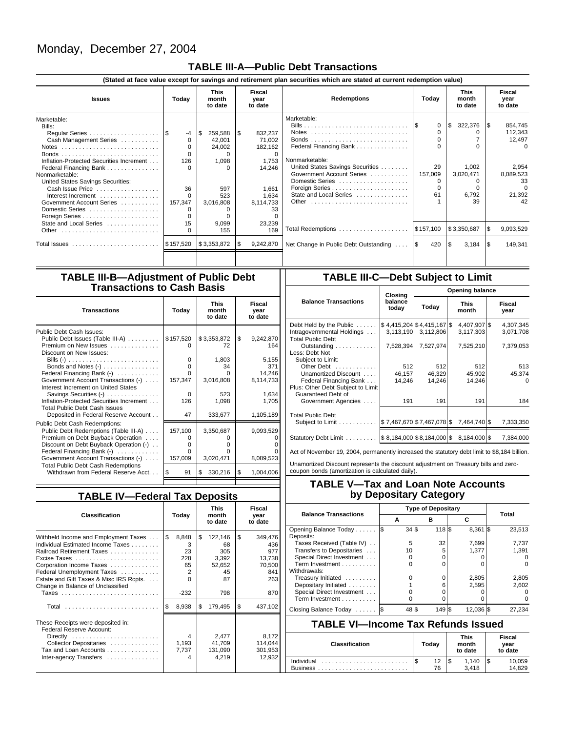Monday, December 27, 2004

## TABLE III-A—Public Debt Transactions

(Stated at face value except for savings and retirement plan securities which are stated at current redemption value)

| Issues | Today | This month to date | Fiscal year to date |
|---|---|---|---|
| Marketable: | | | |
| Bills: | | | |
| Regular Series | $ -4 | $ 259,588 | $ 832,237 |
| Cash Management Series | 0 | 42,001 | 71,002 |
| Notes | 0 | 24,002 | 182,162 |
| Bonds | 0 | 0 | 0 |
| Inflation-Protected Securities Increment | 126 | 1,098 | 1,753 |
| Federal Financing Bank | 0 | 0 | 14,246 |
| Nonmarketable: | | | |
| United States Savings Securities: | | | |
| Cash Issue Price | 36 | 597 | 1,661 |
| Interest Increment | 0 | 523 | 1,634 |
| Government Account Series | 157,347 | 3,016,808 | 8,114,733 |
| Domestic Series | 0 | 0 | 33 |
| Foreign Series | 0 | 0 | 0 |
| State and Local Series | 15 | 9,099 | 23,239 |
| Other | 0 | 155 | 169 |
| Total Issues | $157,520 | $3,353,872 | $ 9,242,870 |

| Redemptions | Today | This month to date | Fiscal year to date |
|---|---|---|---|
| Marketable: | | | |
| Bills | $ 0 | $ 322,376 | $ 854,745 |
| Notes | 0 | 0 | 112,343 |
| Bonds | 0 | 7 | 12,497 |
| Federal Financing Bank | 0 | 0 | 0 |
| Nonmarketable: | | | |
| United States Savings Securities | 29 | 1,002 | 2,954 |
| Government Account Series | 157,009 | 3,020,471 | 8,089,523 |
| Domestic Series | 0 | 0 | 33 |
| Foreign Series | 0 | 0 | 0 |
| State and Local Series | 61 | 6,792 | 21,392 |
| Other | 1 | 39 | 42 |
| Total Redemptions | $157,100 | $3,350,687 | $ 9,093,529 |
| Net Change in Public Debt Outstanding | $ 420 | $ 3,184 | $ 149,341 |

## TABLE III-B—Adjustment of Public Debt Transactions to Cash Basis

| Transactions | Today | This month to date | Fiscal year to date |
|---|---|---|---|
| Public Debt Cash Issues: | | | |
| Public Debt Issues (Table III-A) | $157,520 | $3,353,872 | $ 9,242,870 |
| Premium on New Issues | 0 | 72 | 164 |
| Discount on New Issues: | | | |
| Bills (-) | 0 | 1,803 | 5,155 |
| Bonds and Notes (-) | 0 | 34 | 371 |
| Federal Financing Bank (-) | 0 | 0 | 14,246 |
| Government Account Transactions (-) | 157,347 | 3,016,808 | 8,114,733 |
| Interest Increment on United States Savings Securities (-) | 0 | 523 | 1,634 |
| Inflation-Protected Securities Increment | 126 | 1,098 | 1,705 |
| Total Public Debt Cash Issues Deposited in Federal Reserve Account | 47 | 333,677 | 1,105,189 |
| Public Debt Cash Redemptions: | | | |
| Public Debt Redemptions (Table III-A) | 157,100 | 3,350,687 | 9,093,529 |
| Premium on Debt Buyback Operation | 0 | 0 | 0 |
| Discount on Debt Buyback Operation (-) | 0 | 0 | 0 |
| Federal Financing Bank (-) | 0 | 0 | 0 |
| Government Account Transactions (-) | 157,009 | 3,020,471 | 8,089,523 |
| Total Public Debt Cash Redemptions Withdrawn from Federal Reserve Acct. | $ 91 | $ 330,216 | $ 1,004,006 |

## TABLE III-C—Debt Subject to Limit

| Balance Transactions | Closing balance today | Opening balance Today | Opening balance This month | Opening balance Fiscal year |
|---|---|---|---|---|
| Debt Held by the Public | $ 4,415,204 | $ 4,415,167 | $ 4,407,907 | $ 4,307,345 |
| Intragovernmental Holdings | 3,113,190 | 3,112,806 | 3,117,303 | 3,071,708 |
| Total Public Debt Outstanding | 7,528,394 | 7,527,974 | 7,525,210 | 7,379,053 |
| Less: Debt Not Subject to Limit: | | | | |
| Other Debt | 512 | 512 | 512 | 513 |
| Unamortized Discount | 46,157 | 46,329 | 45,902 | 45,374 |
| Federal Financing Bank | 14,246 | 14,246 | 14,246 | 0 |
| Plus: Other Debt Subject to Limit Guaranteed Debt of Government Agencies | 191 | 191 | 191 | 184 |
| Total Public Debt Subject to Limit | $ 7,467,670 | $ 7,467,078 | $ 7,464,740 | $ 7,333,350 |
| Statutory Debt Limit | $ 8,184,000 | $ 8,184,000 | $ 8,184,000 | $ 7,384,000 |

Act of November 19, 2004, permanently increased the statutory debt limit to $8,184 billion.

Unamortized Discount represents the discount adjustment on Treasury bills and zero-coupon bonds (amortization is calculated daily).

## TABLE IV—Federal Tax Deposits

| Classification | Today | This month to date | Fiscal year to date |
|---|---|---|---|
| Withheld Income and Employment Taxes | $ 8,848 | $ 122,146 | $ 349,476 |
| Individual Estimated Income Taxes | 3 | 68 | 436 |
| Railroad Retirement Taxes | 23 | 305 | 977 |
| Excise Taxes | 228 | 3,392 | 13,738 |
| Corporation Income Taxes | 65 | 52,652 | 70,500 |
| Federal Unemployment Taxes | 2 | 45 | 841 |
| Estate and Gift Taxes & Misc IRS Rcpts. | 0 | 87 | 263 |
| Change in Balance of Unclassified Taxes | -232 | 798 | 870 |
| Total | $ 8,938 | $ 179,495 | $ 437,102 |
| These Receipts were deposited in: | | | |
| Federal Reserve Account: | | | |
| Directly | 4 | 2,477 | 8,172 |
| Collector Depositaries | 1,193 | 41,709 | 114,044 |
| Tax and Loan Accounts | 7,737 | 131,090 | 301,953 |
| Inter-agency Transfers | 4 | 4,219 | 12,932 |

## TABLE V—Tax and Loan Note Accounts by Depositary Category

| Balance Transactions | Type of Depositary A | Type of Depositary B | Type of Depositary C | Total |
|---|---|---|---|---|
| Opening Balance Today | $ 34 | $ 118 | $ 8,361 | $ 23,513 |
| Deposits: | | | | |
| Taxes Received (Table IV) | 5 | 32 | 7,699 | 7,737 |
| Transfers to Depositaries | 10 | 5 | 1,377 | 1,391 |
| Special Direct Investment | 0 | 0 | 0 | 0 |
| Term Investment | 0 | 0 | 0 | 0 |
| Withdrawals: | | | | |
| Treasury Initiated | 0 | 0 | 2,805 | 2,805 |
| Depositary Initiated | 1 | 6 | 2,595 | 2,602 |
| Special Direct Investment | 0 | 0 | 0 | 0 |
| Term Investment | 0 | 0 | 0 | 0 |
| Closing Balance Today | $ 48 | $ 149 | $ 12,036 | $ 27,234 |

## TABLE VI—Income Tax Refunds Issued

| Classification | Today | This month to date | Fiscal year to date |
|---|---|---|---|
| Individual | $ 12 | $ 1,140 | $ 10,059 |
| Business | 76 | 3,418 | 14,829 |